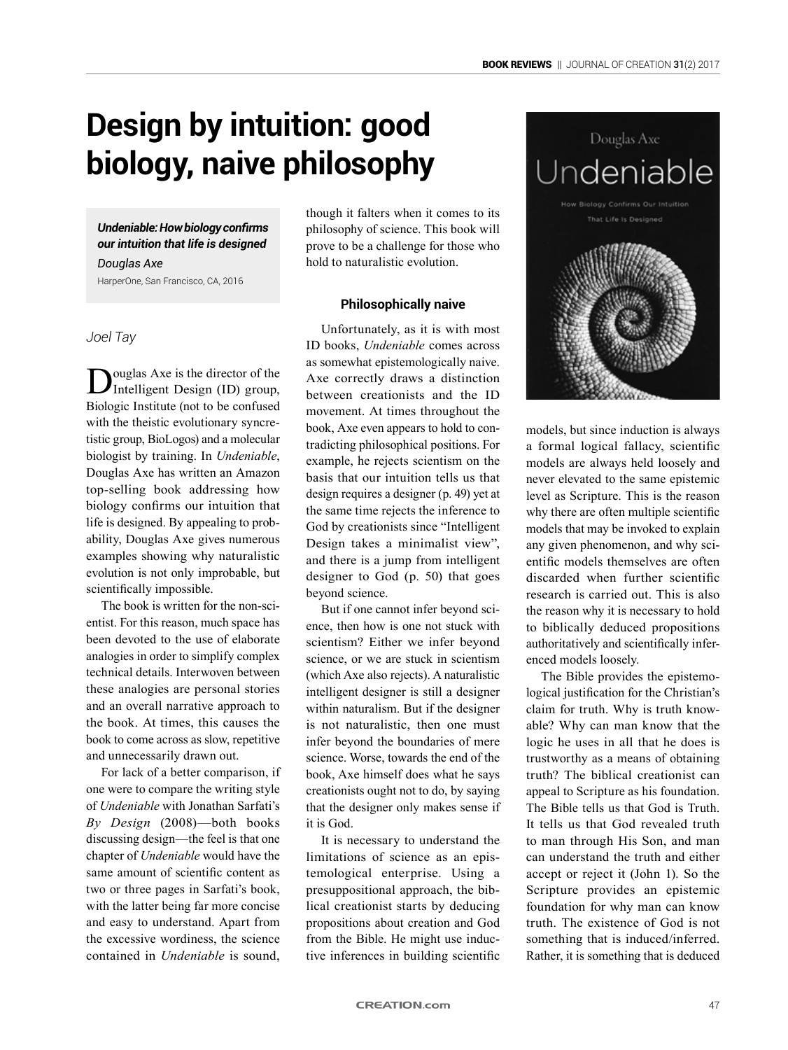# Design by intuition: good biology, naive philosophy

***Undeniable: How biology confirms our intuition that life is designed***

*Douglas Axe*

HarperOne, San Francisco, CA, 2016

*Joel Tay*

Douglas Axe is the director of the Intelligent Design (ID) group, Biologic Institute (not to be confused with the theistic evolutionary syncretistic group, BioLogos) and a molecular biologist by training. In *Undeniable*, Douglas Axe has written an Amazon top-selling book addressing how biology confirms our intuition that life is designed. By appealing to probability, Douglas Axe gives numerous examples showing why naturalistic evolution is not only improbable, but scientifically impossible.

The book is written for the non-scientist. For this reason, much space has been devoted to the use of elaborate analogies in order to simplify complex technical details. Interwoven between these analogies are personal stories and an overall narrative approach to the book. At times, this causes the book to come across as slow, repetitive and unnecessarily drawn out.

For lack of a better comparison, if one were to compare the writing style of *Undeniable* with Jonathan Sarfati's *By Design* (2008)—both books discussing design—the feel is that one chapter of *Undeniable* would have the same amount of scientific content as two or three pages in Sarfati's book, with the latter being far more concise and easy to understand. Apart from the excessive wordiness, the science contained in *Undeniable* is sound, though it falters when it comes to its philosophy of science. This book will prove to be a challenge for those who hold to naturalistic evolution.

### Philosophically naive

Unfortunately, as it is with most ID books, *Undeniable* comes across as somewhat epistemologically naive. Axe correctly draws a distinction between creationists and the ID movement. At times throughout the book, Axe even appears to hold to contradicting philosophical positions. For example, he rejects scientism on the basis that our intuition tells us that design requires a designer (p. 49) yet at the same time rejects the inference to God by creationists since "Intelligent Design takes a minimalist view", and there is a jump from intelligent designer to God (p. 50) that goes beyond science.

But if one cannot infer beyond science, then how is one not stuck with scientism? Either we infer beyond science, or we are stuck in scientism (which Axe also rejects). A naturalistic intelligent designer is still a designer within naturalism. But if the designer is not naturalistic, then one must infer beyond the boundaries of mere science. Worse, towards the end of the book, Axe himself does what he says creationists ought not to do, by saying that the designer only makes sense if it is God.

It is necessary to understand the limitations of science as an epistemological enterprise. Using a presuppositional approach, the biblical creationist starts by deducing propositions about creation and God from the Bible. He might use inductive inferences in building scientific models, but since induction is always a formal logical fallacy, scientific models are always held loosely and never elevated to the same epistemic level as Scripture. This is the reason why there are often multiple scientific models that may be invoked to explain any given phenomenon, and why scientific models themselves are often discarded when further scientific research is carried out. This is also the reason why it is necessary to hold to biblically deduced propositions authoritatively and scientifically inferenced models loosely.

The Bible provides the epistemological justification for the Christian's claim for truth. Why is truth knowable? Why can man know that the logic he uses in all that he does is trustworthy as a means of obtaining truth? The biblical creationist can appeal to Scripture as his foundation. The Bible tells us that God is Truth. It tells us that God revealed truth to man through His Son, and man can understand the truth and either accept or reject it (John 1). So the Scripture provides an epistemic foundation for why man can know truth. The existence of God is not something that is induced/inferred. Rather, it is something that is deduced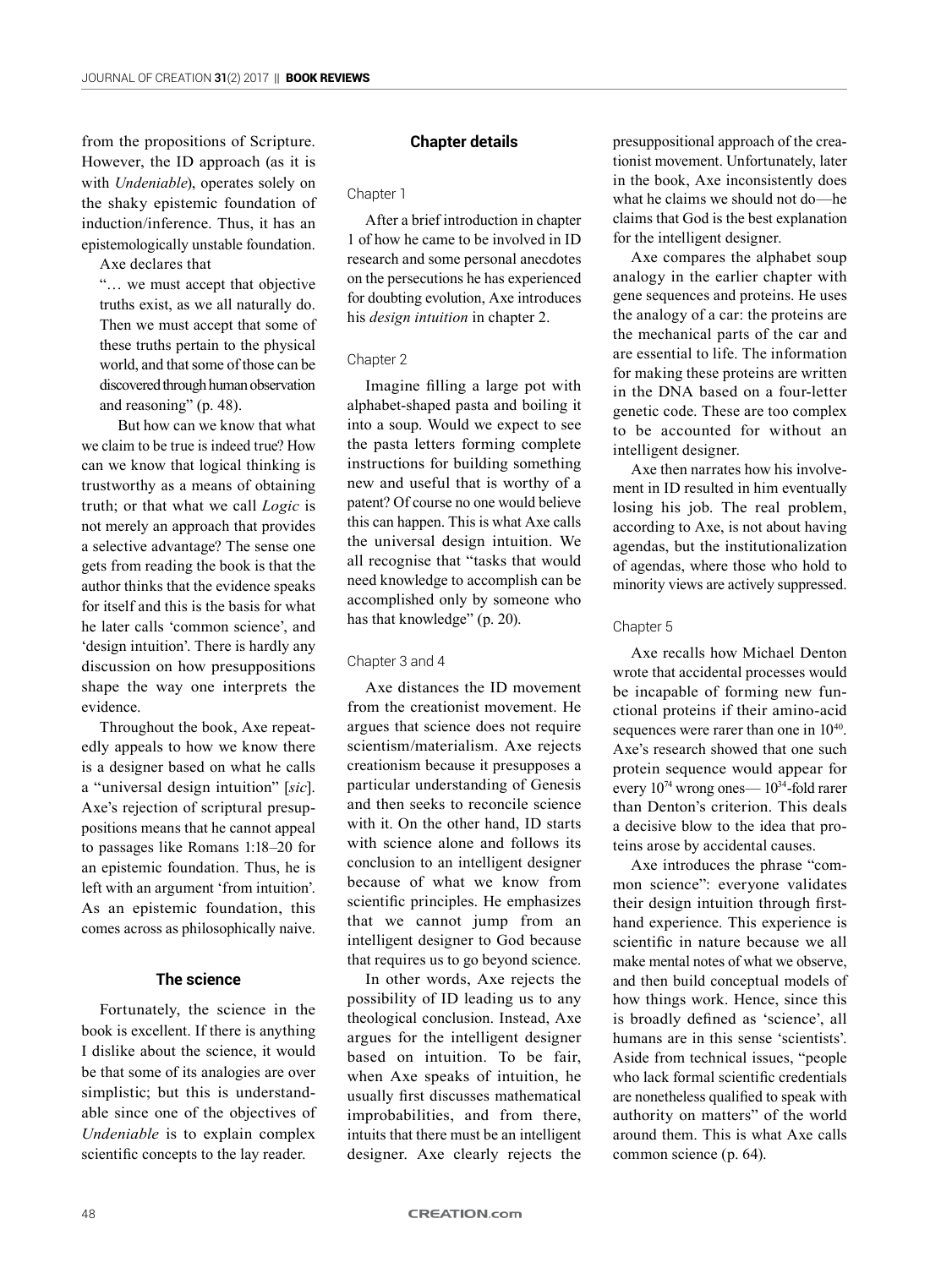from the propositions of Scripture. However, the ID approach (as it is with *Undeniable*), operates solely on the shaky epistemic foundation of induction/inference. Thus, it has an epistemologically unstable foundation.

Axe declares that

> "… we must accept that objective truths exist, as we all naturally do. Then we must accept that some of these truths pertain to the physical world, and that some of those can be discovered through human observation and reasoning" (p. 48).

But how can we know that what we claim to be true is indeed true? How can we know that logical thinking is trustworthy as a means of obtaining truth; or that what we call *Logic* is not merely an approach that provides a selective advantage? The sense one gets from reading the book is that the author thinks that the evidence speaks for itself and this is the basis for what he later calls 'common science', and 'design intuition'. There is hardly any discussion on how presuppositions shape the way one interprets the evidence.

Throughout the book, Axe repeatedly appeals to how we know there is a designer based on what he calls a "universal design intuition" [*sic*]. Axe's rejection of scriptural presuppositions means that he cannot appeal to passages like Romans 1:18–20 for an epistemic foundation. Thus, he is left with an argument 'from intuition'. As an epistemic foundation, this comes across as philosophically naive.

## The science

Fortunately, the science in the book is excellent. If there is anything I dislike about the science, it would be that some of its analogies are over simplistic; but this is understandable since one of the objectives of *Undeniable* is to explain complex scientific concepts to the lay reader.

## Chapter details

### Chapter 1

After a brief introduction in chapter 1 of how he came to be involved in ID research and some personal anecdotes on the persecutions he has experienced for doubting evolution, Axe introduces his *design intuition* in chapter 2.

### Chapter 2

Imagine filling a large pot with alphabet-shaped pasta and boiling it into a soup. Would we expect to see the pasta letters forming complete instructions for building something new and useful that is worthy of a patent? Of course no one would believe this can happen. This is what Axe calls the universal design intuition. We all recognise that "tasks that would need knowledge to accomplish can be accomplished only by someone who has that knowledge" (p. 20).

### Chapter 3 and 4

Axe distances the ID movement from the creationist movement. He argues that science does not require scientism/materialism. Axe rejects creationism because it presupposes a particular understanding of Genesis and then seeks to reconcile science with it. On the other hand, ID starts with science alone and follows its conclusion to an intelligent designer because of what we know from scientific principles. He emphasizes that we cannot jump from an intelligent designer to God because that requires us to go beyond science.

In other words, Axe rejects the possibility of ID leading us to any theological conclusion. Instead, Axe argues for the intelligent designer based on intuition. To be fair, when Axe speaks of intuition, he usually first discusses mathematical improbabilities, and from there, intuits that there must be an intelligent designer. Axe clearly rejects the presuppositional approach of the creationist movement. Unfortunately, later in the book, Axe inconsistently does what he claims we should not do—he claims that God is the best explanation for the intelligent designer.

Axe compares the alphabet soup analogy in the earlier chapter with gene sequences and proteins. He uses the analogy of a car: the proteins are the mechanical parts of the car and are essential to life. The information for making these proteins are written in the DNA based on a four-letter genetic code. These are too complex to be accounted for without an intelligent designer.

Axe then narrates how his involvement in ID resulted in him eventually losing his job. The real problem, according to Axe, is not about having agendas, but the institutionalization of agendas, where those who hold to minority views are actively suppressed.

### Chapter 5

Axe recalls how Michael Denton wrote that accidental processes would be incapable of forming new functional proteins if their amino-acid sequences were rarer than one in $10^{40}$. Axe's research showed that one such protein sequence would appear for every $10^{74}$ wrong ones— $10^{34}$-fold rarer than Denton's criterion. This deals a decisive blow to the idea that proteins arose by accidental causes.

Axe introduces the phrase "common science": everyone validates their design intuition through first-hand experience. This experience is scientific in nature because we all make mental notes of what we observe, and then build conceptual models of how things work. Hence, since this is broadly defined as 'science', all humans are in this sense 'scientists'. Aside from technical issues, "people who lack formal scientific credentials are nonetheless qualified to speak with authority on matters" of the world around them. This is what Axe calls common science (p. 64).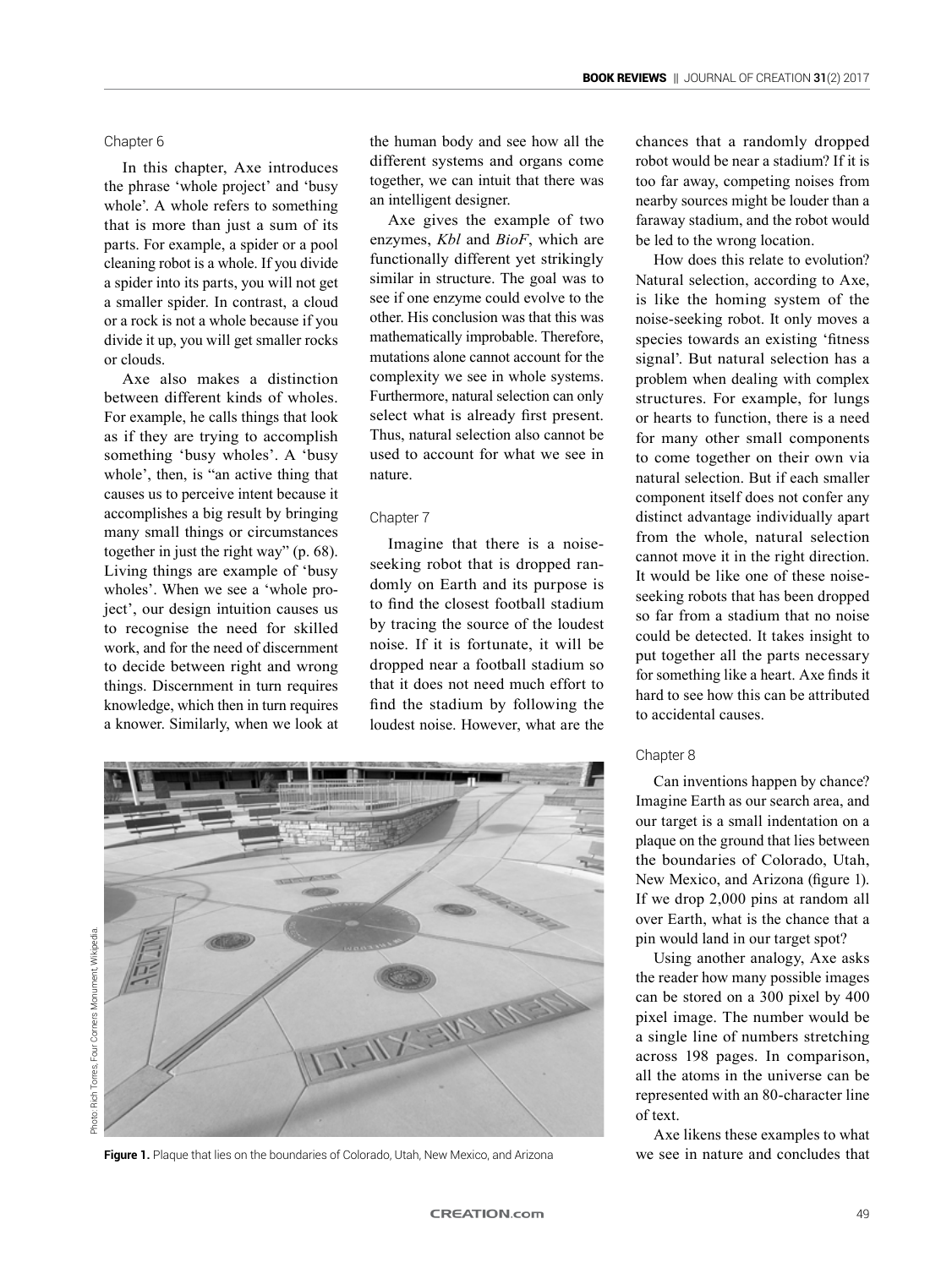### Chapter 6

In this chapter, Axe introduces the phrase 'whole project' and 'busy whole'. A whole refers to something that is more than just a sum of its parts. For example, a spider or a pool cleaning robot is a whole. If you divide a spider into its parts, you will not get a smaller spider. In contrast, a cloud or a rock is not a whole because if you divide it up, you will get smaller rocks or clouds.

Axe also makes a distinction between different kinds of wholes. For example, he calls things that look as if they are trying to accomplish something 'busy wholes'. A 'busy whole', then, is "an active thing that causes us to perceive intent because it accomplishes a big result by bringing many small things or circumstances together in just the right way" (p. 68). Living things are example of 'busy wholes'. When we see a 'whole project', our design intuition causes us to recognise the need for skilled work, and for the need of discernment to decide between right and wrong things. Discernment in turn requires knowledge, which then in turn requires a knower. Similarly, when we look at the human body and see how all the different systems and organs come together, we can intuit that there was an intelligent designer.

Axe gives the example of two enzymes, *Kbl* and *BioF*, which are functionally different yet strikingly similar in structure. The goal was to see if one enzyme could evolve to the other. His conclusion was that this was mathematically improbable. Therefore, mutations alone cannot account for the complexity we see in whole systems. Furthermore, natural selection can only select what is already first present. Thus, natural selection also cannot be used to account for what we see in nature.

### Chapter 7

Imagine that there is a noise-seeking robot that is dropped randomly on Earth and its purpose is to find the closest football stadium by tracing the source of the loudest noise. If it is fortunate, it will be dropped near a football stadium so that it does not need much effort to find the stadium by following the loudest noise. However, what are the chances that a randomly dropped robot would be near a stadium? If it is too far away, competing noises from nearby sources might be louder than a faraway stadium, and the robot would be led to the wrong location.

How does this relate to evolution? Natural selection, according to Axe, is like the homing system of the noise-seeking robot. It only moves a species towards an existing 'fitness signal'. But natural selection has a problem when dealing with complex structures. For example, for lungs or hearts to function, there is a need for many other small components to come together on their own via natural selection. But if each smaller component itself does not confer any distinct advantage individually apart from the whole, natural selection cannot move it in the right direction. It would be like one of these noise-seeking robots that has been dropped so far from a stadium that no noise could be detected. It takes insight to put together all the parts necessary for something like a heart. Axe finds it hard to see how this can be attributed to accidental causes.

### Chapter 8

Can inventions happen by chance? Imagine Earth as our search area, and our target is a small indentation on a plaque on the ground that lies between the boundaries of Colorado, Utah, New Mexico, and Arizona (figure 1). If we drop 2,000 pins at random all over Earth, what is the chance that a pin would land in our target spot?

Using another analogy, Axe asks the reader how many possible images can be stored on a 300 pixel by 400 pixel image. The number would be a single line of numbers stretching across 198 pages. In comparison, all the atoms in the universe can be represented with an 80-character line of text.

Axe likens these examples to what we see in nature and concludes that

Photo: Rich Torres, Four Corners Monument, Wikipedia.

**Figure 1.** Plaque that lies on the boundaries of Colorado, Utah, New Mexico, and Arizona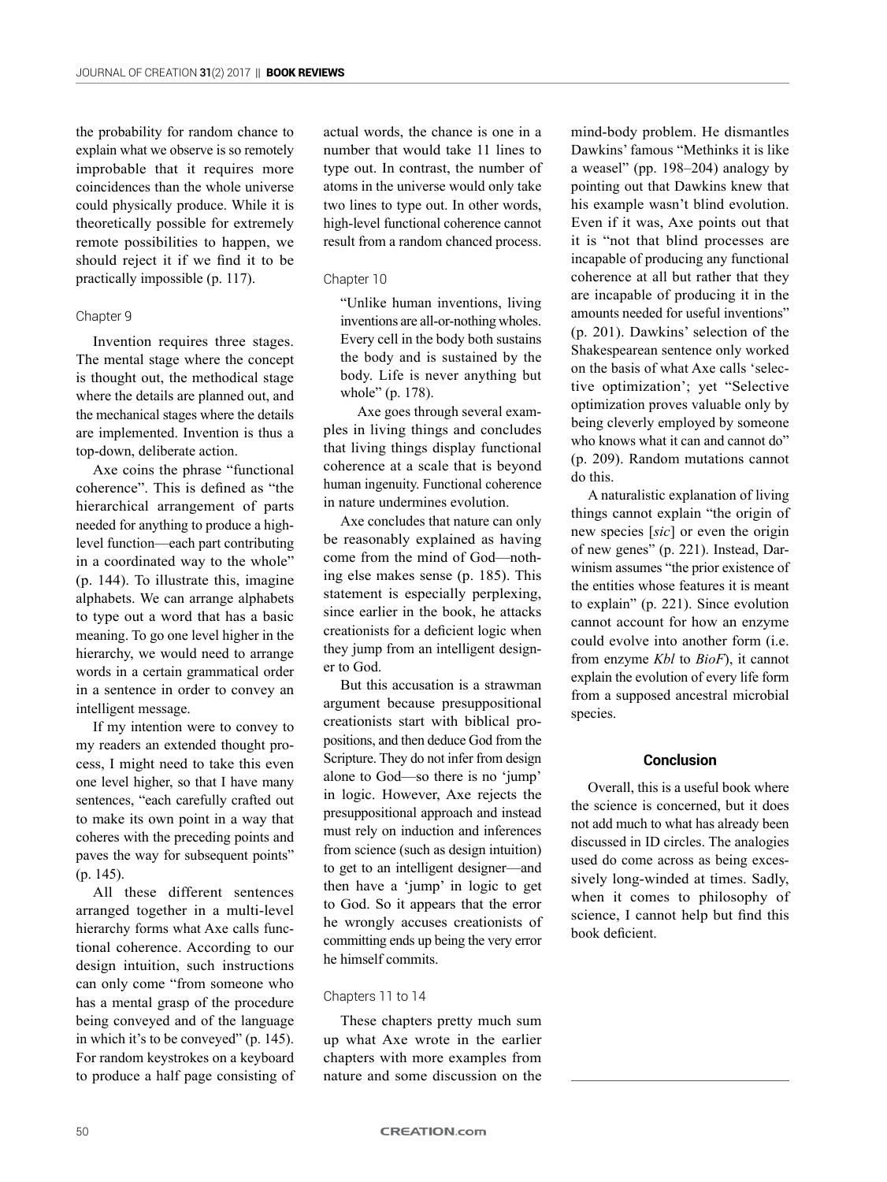the probability for random chance to explain what we observe is so remotely improbable that it requires more coincidences than the whole universe could physically produce. While it is theoretically possible for extremely remote possibilities to happen, we should reject it if we find it to be practically impossible (p. 117).

### Chapter 9

Invention requires three stages. The mental stage where the concept is thought out, the methodical stage where the details are planned out, and the mechanical stages where the details are implemented. Invention is thus a top-down, deliberate action.

Axe coins the phrase "functional coherence". This is defined as "the hierarchical arrangement of parts needed for anything to produce a high-level function—each part contributing in a coordinated way to the whole" (p. 144). To illustrate this, imagine alphabets. We can arrange alphabets to type out a word that has a basic meaning. To go one level higher in the hierarchy, we would need to arrange words in a certain grammatical order in a sentence in order to convey an intelligent message.

If my intention were to convey to my readers an extended thought process, I might need to take this even one level higher, so that I have many sentences, "each carefully crafted out to make its own point in a way that coheres with the preceding points and paves the way for subsequent points" (p. 145).

All these different sentences arranged together in a multi-level hierarchy forms what Axe calls functional coherence. According to our design intuition, such instructions can only come "from someone who has a mental grasp of the procedure being conveyed and of the language in which it's to be conveyed" (p. 145). For random keystrokes on a keyboard to produce a half page consisting of actual words, the chance is one in a number that would take 11 lines to type out. In contrast, the number of atoms in the universe would only take two lines to type out. In other words, high-level functional coherence cannot result from a random chanced process.

### Chapter 10

"Unlike human inventions, living inventions are all-or-nothing wholes. Every cell in the body both sustains the body and is sustained by the body. Life is never anything but whole" (p. 178).

Axe goes through several examples in living things and concludes that living things display functional coherence at a scale that is beyond human ingenuity. Functional coherence in nature undermines evolution.

Axe concludes that nature can only be reasonably explained as having come from the mind of God—nothing else makes sense (p. 185). This statement is especially perplexing, since earlier in the book, he attacks creationists for a deficient logic when they jump from an intelligent designer to God.

But this accusation is a strawman argument because presuppositional creationists start with biblical propositions, and then deduce God from the Scripture. They do not infer from design alone to God—so there is no 'jump' in logic. However, Axe rejects the presuppositional approach and instead must rely on induction and inferences from science (such as design intuition) to get to an intelligent designer—and then have a 'jump' in logic to get to God. So it appears that the error he wrongly accuses creationists of committing ends up being the very error he himself commits.

### Chapters 11 to 14

These chapters pretty much sum up what Axe wrote in the earlier chapters with more examples from nature and some discussion on the mind-body problem. He dismantles Dawkins' famous "Methinks it is like a weasel" (pp. 198–204) analogy by pointing out that Dawkins knew that his example wasn't blind evolution. Even if it was, Axe points out that it is "not that blind processes are incapable of producing any functional coherence at all but rather that they are incapable of producing it in the amounts needed for useful inventions" (p. 201). Dawkins' selection of the Shakespearean sentence only worked on the basis of what Axe calls 'selective optimization'; yet "Selective optimization proves valuable only by being cleverly employed by someone who knows what it can and cannot do" (p. 209). Random mutations cannot do this.

A naturalistic explanation of living things cannot explain "the origin of new species [*sic*] or even the origin of new genes" (p. 221). Instead, Darwinism assumes "the prior existence of the entities whose features it is meant to explain" (p. 221). Since evolution cannot account for how an enzyme could evolve into another form (i.e. from enzyme *Kbl* to *BioF*), it cannot explain the evolution of every life form from a supposed ancestral microbial species.

## Conclusion

Overall, this is a useful book where the science is concerned, but it does not add much to what has already been discussed in ID circles. The analogies used do come across as being excessively long-winded at times. Sadly, when it comes to philosophy of science, I cannot help but find this book deficient.